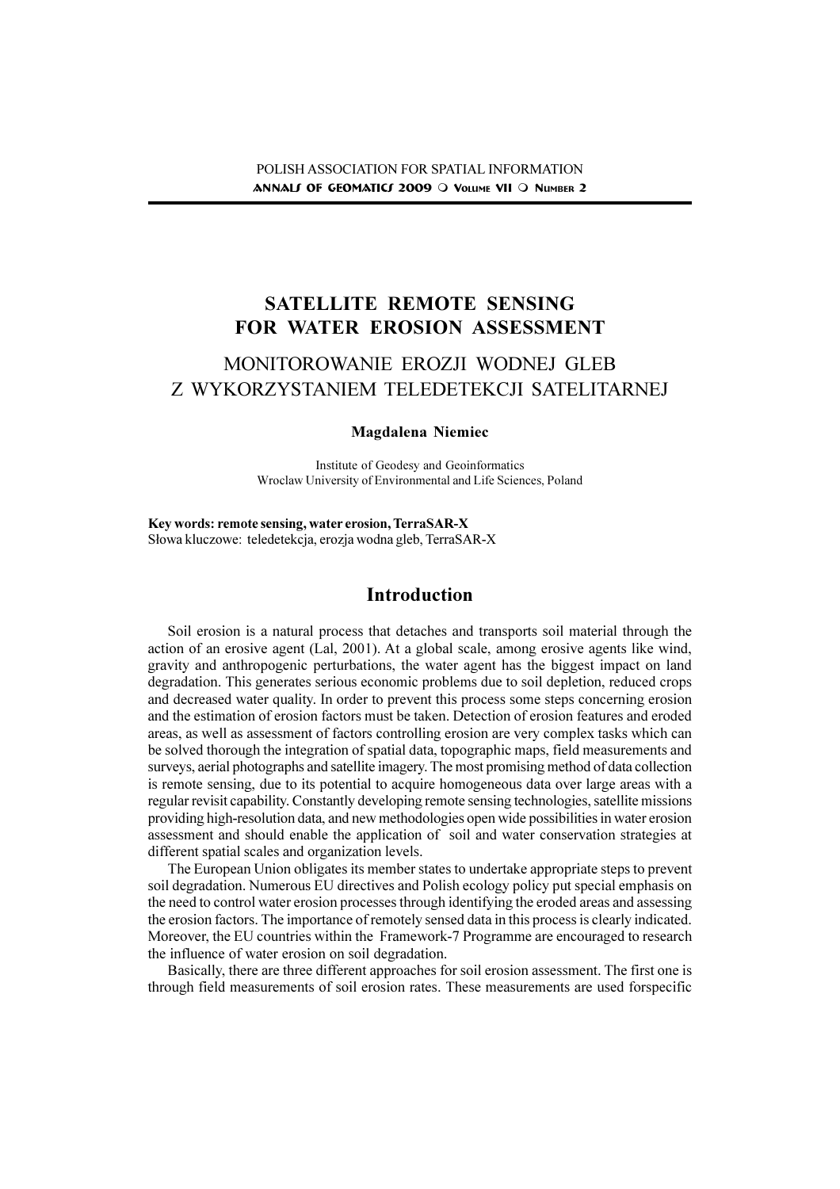# SATELLITE REMOTE SENSING FOR WATER EROSION ASSESSMENT

## MONITOROWANIE EROZJI WODNEJ GLEB Z WYKORZYSTANIEM TELEDETEKCJI SATELITARNEJ

**Magdalena Niemiec**

Institute of Geodesy and Geoinformatics
Wroclaw University of Environmental and Life Sciences, Poland

**Key words: remote sensing, water erosion, TerraSAR-X**
Słowa kluczowe: teledetekcja, erozja wodna gleb, TerraSAR-X

## Introduction

Soil erosion is a natural process that detaches and transports soil material through the action of an erosive agent (Lal, 2001). At a global scale, among erosive agents like wind, gravity and anthropogenic perturbations, the water agent has the biggest impact on land degradation. This generates serious economic problems due to soil depletion, reduced crops and decreased water quality. In order to prevent this process some steps concerning erosion and the estimation of erosion factors must be taken. Detection of erosion features and eroded areas, as well as assessment of factors controlling erosion are very complex tasks which can be solved thorough the integration of spatial data, topographic maps, field measurements and surveys, aerial photographs and satellite imagery. The most promising method of data collection is remote sensing, due to its potential to acquire homogeneous data over large areas with a regular revisit capability. Constantly developing remote sensing technologies, satellite missions providing high-resolution data, and new methodologies open wide possibilities in water erosion assessment and should enable the application of soil and water conservation strategies at different spatial scales and organization levels.

The European Union obligates its member states to undertake appropriate steps to prevent soil degradation. Numerous EU directives and Polish ecology policy put special emphasis on the need to control water erosion processes through identifying the eroded areas and assessing the erosion factors. The importance of remotely sensed data in this process is clearly indicated. Moreover, the EU countries within the Framework-7 Programme are encouraged to research the influence of water erosion on soil degradation.

Basically, there are three different approaches for soil erosion assessment. The first one is through field measurements of soil erosion rates. These measurements are used forspecific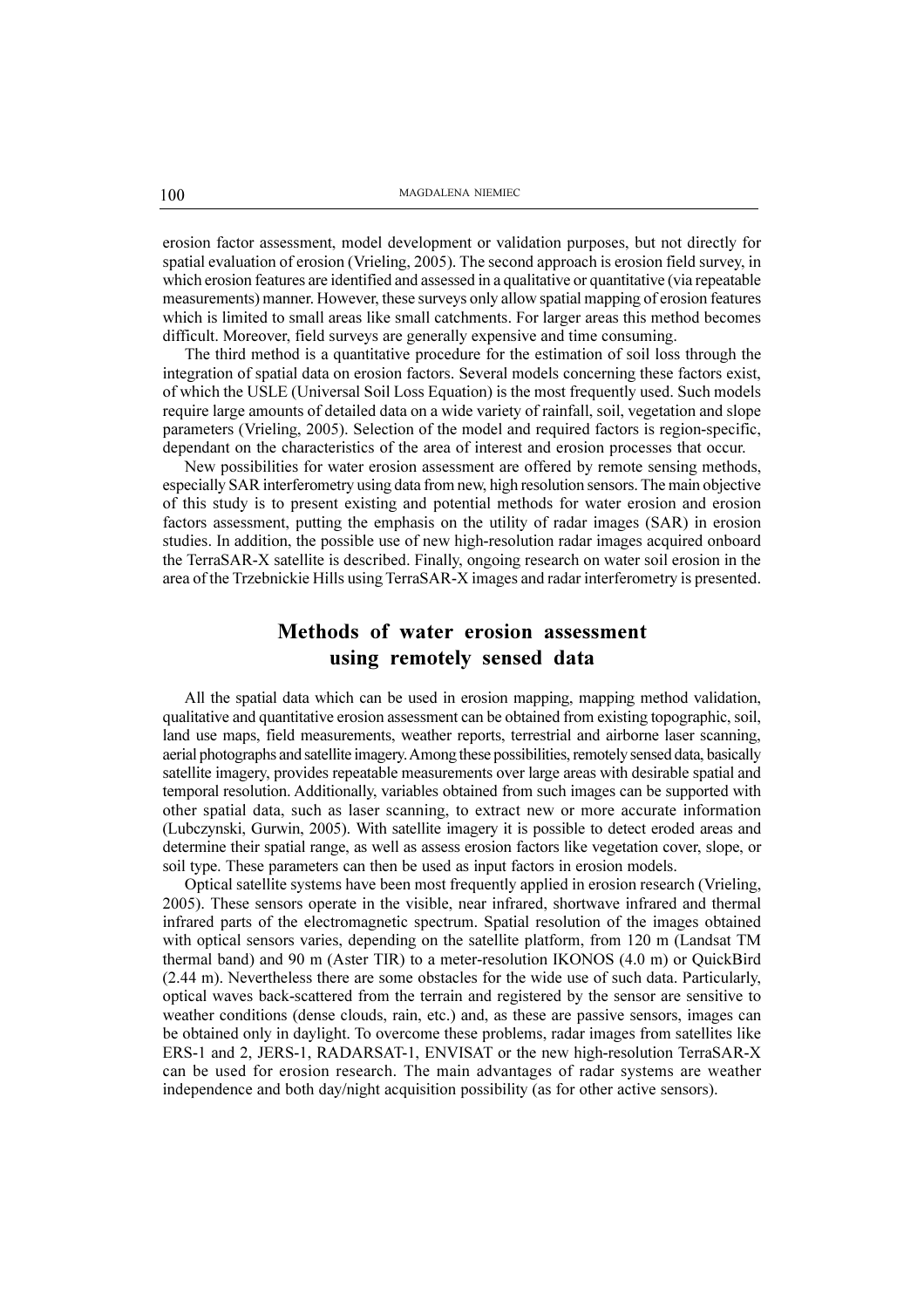erosion factor assessment, model development or validation purposes, but not directly for spatial evaluation of erosion (Vrieling, 2005). The second approach is erosion field survey, in which erosion features are identified and assessed in a qualitative or quantitative (via repeatable measurements) manner. However, these surveys only allow spatial mapping of erosion features which is limited to small areas like small catchments. For larger areas this method becomes difficult. Moreover, field surveys are generally expensive and time consuming.

The third method is a quantitative procedure for the estimation of soil loss through the integration of spatial data on erosion factors. Several models concerning these factors exist, of which the USLE (Universal Soil Loss Equation) is the most frequently used. Such models require large amounts of detailed data on a wide variety of rainfall, soil, vegetation and slope parameters (Vrieling, 2005). Selection of the model and required factors is region-specific, dependant on the characteristics of the area of interest and erosion processes that occur.

New possibilities for water erosion assessment are offered by remote sensing methods, especially SAR interferometry using data from new, high resolution sensors. The main objective of this study is to present existing and potential methods for water erosion and erosion factors assessment, putting the emphasis on the utility of radar images (SAR) in erosion studies. In addition, the possible use of new high-resolution radar images acquired onboard the TerraSAR-X satellite is described. Finally, ongoing research on water soil erosion in the area of the Trzebnickie Hills using TerraSAR-X images and radar interferometry is presented.

## Methods of water erosion assessment using remotely sensed data

All the spatial data which can be used in erosion mapping, mapping method validation, qualitative and quantitative erosion assessment can be obtained from existing topographic, soil, land use maps, field measurements, weather reports, terrestrial and airborne laser scanning, aerial photographs and satellite imagery. Among these possibilities, remotely sensed data, basically satellite imagery, provides repeatable measurements over large areas with desirable spatial and temporal resolution. Additionally, variables obtained from such images can be supported with other spatial data, such as laser scanning, to extract new or more accurate information (Lubczynski, Gurwin, 2005). With satellite imagery it is possible to detect eroded areas and determine their spatial range, as well as assess erosion factors like vegetation cover, slope, or soil type. These parameters can then be used as input factors in erosion models.

Optical satellite systems have been most frequently applied in erosion research (Vrieling, 2005). These sensors operate in the visible, near infrared, shortwave infrared and thermal infrared parts of the electromagnetic spectrum. Spatial resolution of the images obtained with optical sensors varies, depending on the satellite platform, from 120 m (Landsat TM thermal band) and 90 m (Aster TIR) to a meter-resolution IKONOS (4.0 m) or QuickBird (2.44 m). Nevertheless there are some obstacles for the wide use of such data. Particularly, optical waves back-scattered from the terrain and registered by the sensor are sensitive to weather conditions (dense clouds, rain, etc.) and, as these are passive sensors, images can be obtained only in daylight. To overcome these problems, radar images from satellites like ERS-1 and 2, JERS-1, RADARSAT-1, ENVISAT or the new high-resolution TerraSAR-X can be used for erosion research. The main advantages of radar systems are weather independence and both day/night acquisition possibility (as for other active sensors).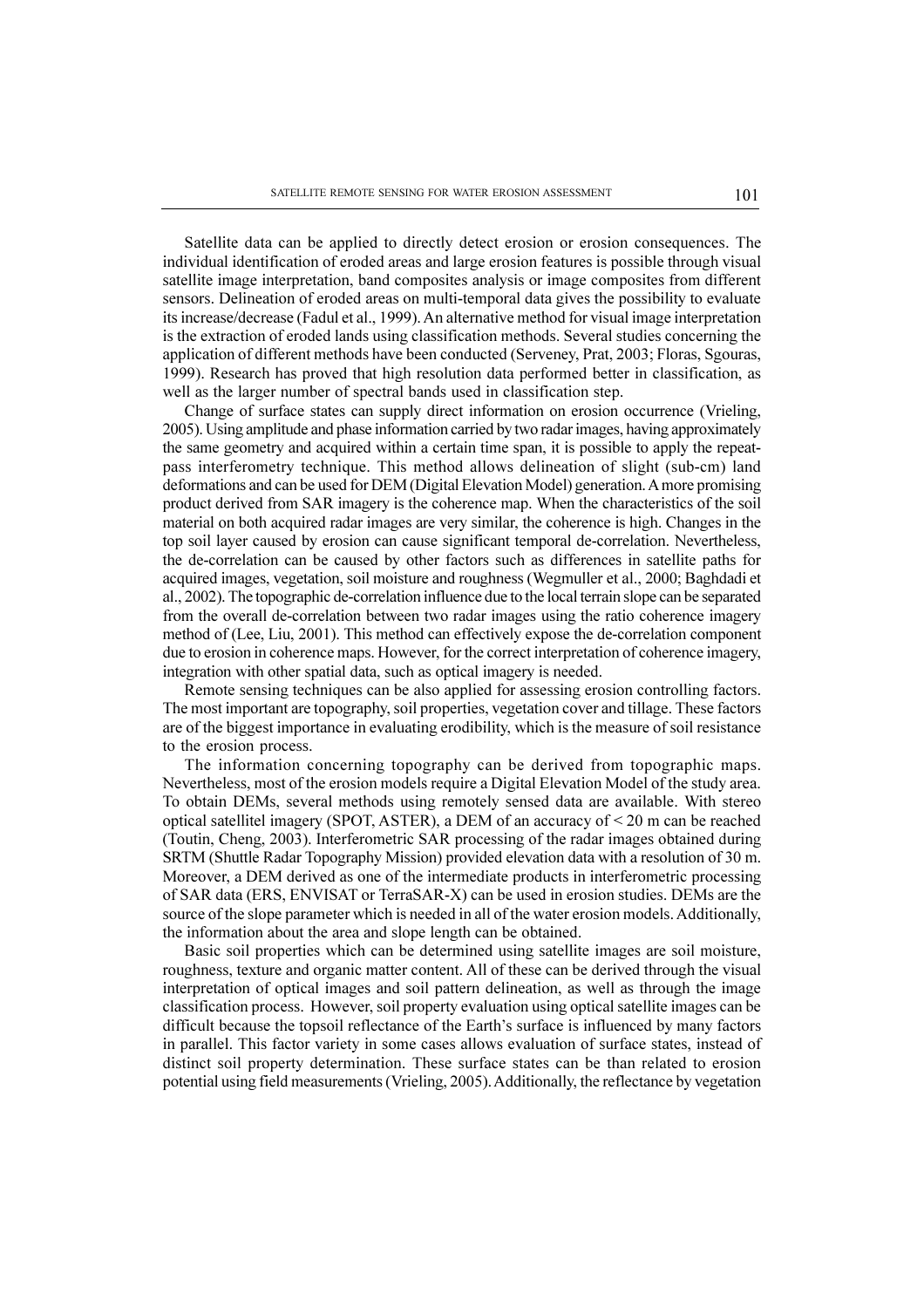Satellite data can be applied to directly detect erosion or erosion consequences. The individual identification of eroded areas and large erosion features is possible through visual satellite image interpretation, band composites analysis or image composites from different sensors. Delineation of eroded areas on multi-temporal data gives the possibility to evaluate its increase/decrease (Fadul et al., 1999). An alternative method for visual image interpretation is the extraction of eroded lands using classification methods. Several studies concerning the application of different methods have been conducted (Serveney, Prat, 2003; Floras, Sgouras, 1999). Research has proved that high resolution data performed better in classification, as well as the larger number of spectral bands used in classification step.

Change of surface states can supply direct information on erosion occurrence (Vrieling, 2005). Using amplitude and phase information carried by two radar images, having approximately the same geometry and acquired within a certain time span, it is possible to apply the repeat-pass interferometry technique. This method allows delineation of slight (sub-cm) land deformations and can be used for DEM (Digital Elevation Model) generation. A more promising product derived from SAR imagery is the coherence map. When the characteristics of the soil material on both acquired radar images are very similar, the coherence is high. Changes in the top soil layer caused by erosion can cause significant temporal de-correlation. Nevertheless, the de-correlation can be caused by other factors such as differences in satellite paths for acquired images, vegetation, soil moisture and roughness (Wegmuller et al., 2000; Baghdadi et al., 2002). The topographic de-correlation influence due to the local terrain slope can be separated from the overall de-correlation between two radar images using the ratio coherence imagery method of (Lee, Liu, 2001). This method can effectively expose the de-correlation component due to erosion in coherence maps. However, for the correct interpretation of coherence imagery, integration with other spatial data, such as optical imagery is needed.

Remote sensing techniques can be also applied for assessing erosion controlling factors. The most important are topography, soil properties, vegetation cover and tillage. These factors are of the biggest importance in evaluating erodibility, which is the measure of soil resistance to the erosion process.

The information concerning topography can be derived from topographic maps. Nevertheless, most of the erosion models require a Digital Elevation Model of the study area. To obtain DEMs, several methods using remotely sensed data are available. With stereo optical satellitel imagery (SPOT, ASTER), a DEM of an accuracy of < 20 m can be reached (Toutin, Cheng, 2003). Interferometric SAR processing of the radar images obtained during SRTM (Shuttle Radar Topography Mission) provided elevation data with a resolution of 30 m. Moreover, a DEM derived as one of the intermediate products in interferometric processing of SAR data (ERS, ENVISAT or TerraSAR-X) can be used in erosion studies. DEMs are the source of the slope parameter which is needed in all of the water erosion models. Additionally, the information about the area and slope length can be obtained.

Basic soil properties which can be determined using satellite images are soil moisture, roughness, texture and organic matter content. All of these can be derived through the visual interpretation of optical images and soil pattern delineation, as well as through the image classification process. However, soil property evaluation using optical satellite images can be difficult because the topsoil reflectance of the Earth's surface is influenced by many factors in parallel. This factor variety in some cases allows evaluation of surface states, instead of distinct soil property determination. These surface states can be than related to erosion potential using field measurements (Vrieling, 2005). Additionally, the reflectance by vegetation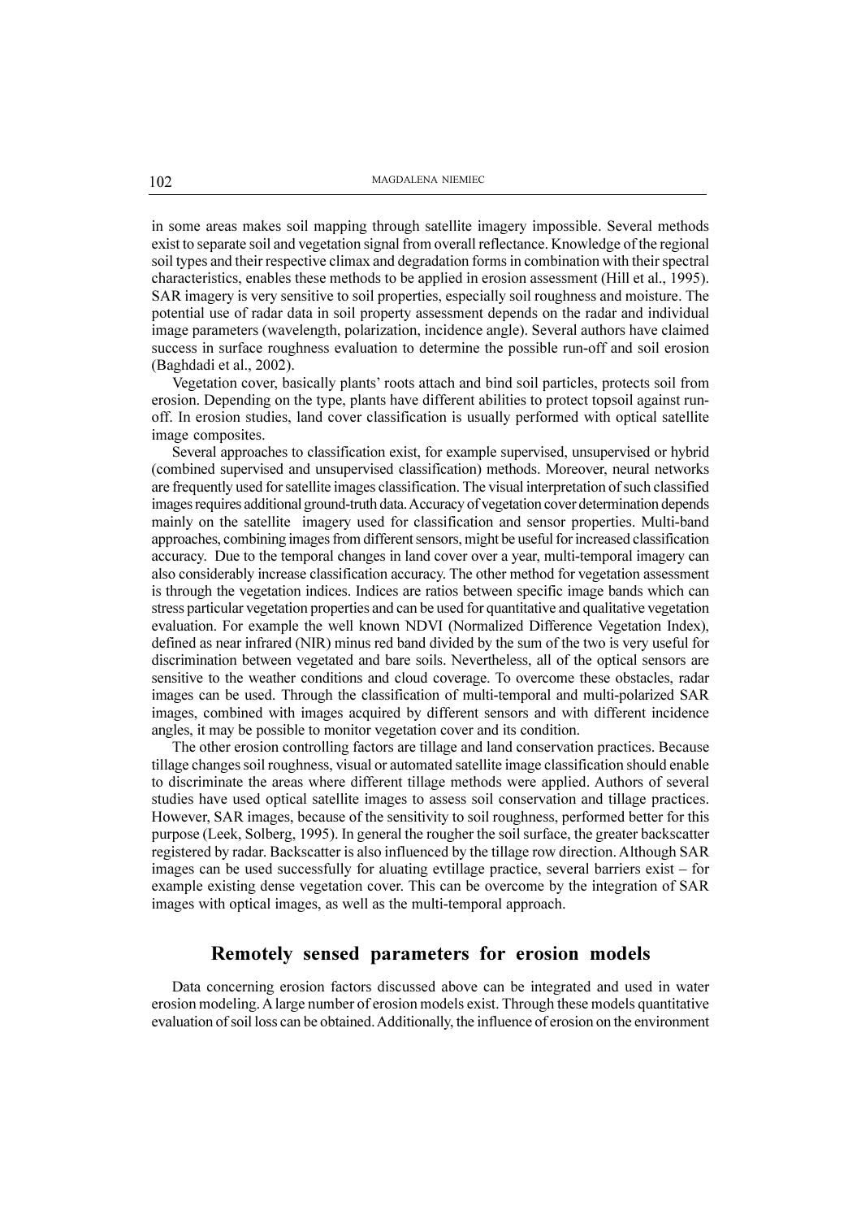in some areas makes soil mapping through satellite imagery impossible. Several methods exist to separate soil and vegetation signal from overall reflectance. Knowledge of the regional soil types and their respective climax and degradation forms in combination with their spectral characteristics, enables these methods to be applied in erosion assessment (Hill et al., 1995). SAR imagery is very sensitive to soil properties, especially soil roughness and moisture. The potential use of radar data in soil property assessment depends on the radar and individual image parameters (wavelength, polarization, incidence angle). Several authors have claimed success in surface roughness evaluation to determine the possible run-off and soil erosion (Baghdadi et al., 2002).

Vegetation cover, basically plants' roots attach and bind soil particles, protects soil from erosion. Depending on the type, plants have different abilities to protect topsoil against run-off. In erosion studies, land cover classification is usually performed with optical satellite image composites.

Several approaches to classification exist, for example supervised, unsupervised or hybrid (combined supervised and unsupervised classification) methods. Moreover, neural networks are frequently used for satellite images classification. The visual interpretation of such classified images requires additional ground-truth data. Accuracy of vegetation cover determination depends mainly on the satellite imagery used for classification and sensor properties. Multi-band approaches, combining images from different sensors, might be useful for increased classification accuracy. Due to the temporal changes in land cover over a year, multi-temporal imagery can also considerably increase classification accuracy. The other method for vegetation assessment is through the vegetation indices. Indices are ratios between specific image bands which can stress particular vegetation properties and can be used for quantitative and qualitative vegetation evaluation. For example the well known NDVI (Normalized Difference Vegetation Index), defined as near infrared (NIR) minus red band divided by the sum of the two is very useful for discrimination between vegetated and bare soils. Nevertheless, all of the optical sensors are sensitive to the weather conditions and cloud coverage. To overcome these obstacles, radar images can be used. Through the classification of multi-temporal and multi-polarized SAR images, combined with images acquired by different sensors and with different incidence angles, it may be possible to monitor vegetation cover and its condition.

The other erosion controlling factors are tillage and land conservation practices. Because tillage changes soil roughness, visual or automated satellite image classification should enable to discriminate the areas where different tillage methods were applied. Authors of several studies have used optical satellite images to assess soil conservation and tillage practices. However, SAR images, because of the sensitivity to soil roughness, performed better for this purpose (Leek, Solberg, 1995). In general the rougher the soil surface, the greater backscatter registered by radar. Backscatter is also influenced by the tillage row direction. Although SAR images can be used successfully for aluating evtillage practice, several barriers exist – for example existing dense vegetation cover. This can be overcome by the integration of SAR images with optical images, as well as the multi-temporal approach.

## Remotely sensed parameters for erosion models

Data concerning erosion factors discussed above can be integrated and used in water erosion modeling. A large number of erosion models exist. Through these models quantitative evaluation of soil loss can be obtained. Additionally, the influence of erosion on the environment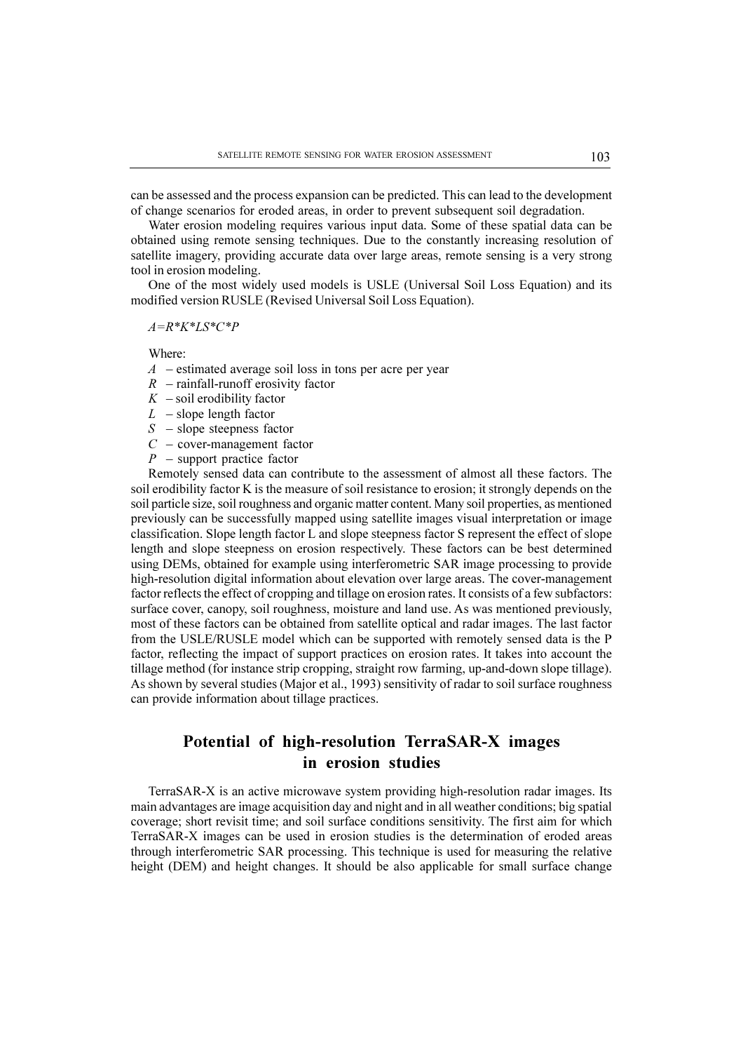can be assessed and the process expansion can be predicted. This can lead to the development of change scenarios for eroded areas, in order to prevent subsequent soil degradation.

Water erosion modeling requires various input data. Some of these spatial data can be obtained using remote sensing techniques. Due to the constantly increasing resolution of satellite imagery, providing accurate data over large areas, remote sensing is a very strong tool in erosion modeling.

One of the most widely used models is USLE (Universal Soil Loss Equation) and its modified version RUSLE (Revised Universal Soil Loss Equation).

$$A=R*K*LS*C*P$$

Where:

- $A$ – estimated average soil loss in tons per acre per year
- $R$ – rainfall-runoff erosivity factor
- $K$ – soil erodibility factor
- $L$ – slope length factor
- $S$ – slope steepness factor
- $C$ – cover-management factor
- $P$ – support practice factor

Remotely sensed data can contribute to the assessment of almost all these factors. The soil erodibility factor K is the measure of soil resistance to erosion; it strongly depends on the soil particle size, soil roughness and organic matter content. Many soil properties, as mentioned previously can be successfully mapped using satellite images visual interpretation or image classification. Slope length factor L and slope steepness factor S represent the effect of slope length and slope steepness on erosion respectively. These factors can be best determined using DEMs, obtained for example using interferometric SAR image processing to provide high-resolution digital information about elevation over large areas. The cover-management factor reflects the effect of cropping and tillage on erosion rates. It consists of a few subfactors: surface cover, canopy, soil roughness, moisture and land use. As was mentioned previously, most of these factors can be obtained from satellite optical and radar images. The last factor from the USLE/RUSLE model which can be supported with remotely sensed data is the P factor, reflecting the impact of support practices on erosion rates. It takes into account the tillage method (for instance strip cropping, straight row farming, up-and-down slope tillage). As shown by several studies (Major et al., 1993) sensitivity of radar to soil surface roughness can provide information about tillage practices.

## Potential of high-resolution TerraSAR-X images in erosion studies

TerraSAR-X is an active microwave system providing high-resolution radar images. Its main advantages are image acquisition day and night and in all weather conditions; big spatial coverage; short revisit time; and soil surface conditions sensitivity. The first aim for which TerraSAR-X images can be used in erosion studies is the determination of eroded areas through interferometric SAR processing. This technique is used for measuring the relative height (DEM) and height changes. It should be also applicable for small surface change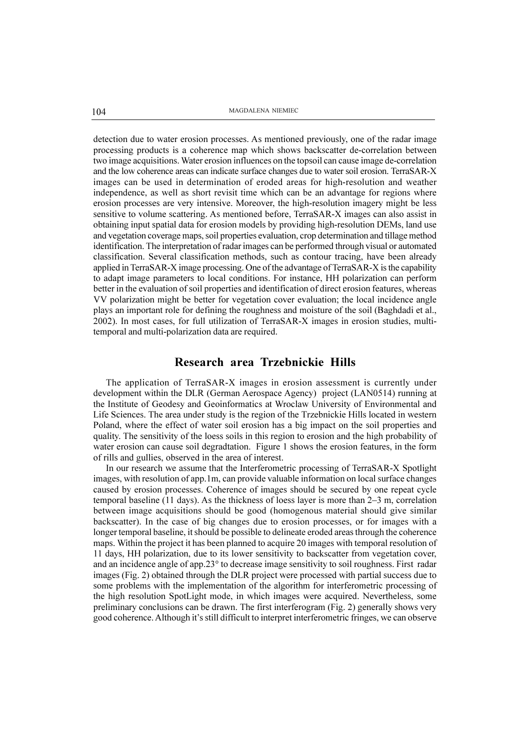detection due to water erosion processes. As mentioned previously, one of the radar image processing products is a coherence map which shows backscatter de-correlation between two image acquisitions. Water erosion influences on the topsoil can cause image de-correlation and the low coherence areas can indicate surface changes due to water soil erosion. TerraSAR-X images can be used in determination of eroded areas for high-resolution and weather independence, as well as short revisit time which can be an advantage for regions where erosion processes are very intensive. Moreover, the high-resolution imagery might be less sensitive to volume scattering. As mentioned before, TerraSAR-X images can also assist in obtaining input spatial data for erosion models by providing high-resolution DEMs, land use and vegetation coverage maps, soil properties evaluation, crop determination and tillage method identification. The interpretation of radar images can be performed through visual or automated classification. Several classification methods, such as contour tracing, have been already applied in TerraSAR-X image processing. One of the advantage of TerraSAR-X is the capability to adapt image parameters to local conditions. For instance, HH polarization can perform better in the evaluation of soil properties and identification of direct erosion features, whereas VV polarization might be better for vegetation cover evaluation; the local incidence angle plays an important role for defining the roughness and moisture of the soil (Baghdadi et al., 2002). In most cases, for full utilization of TerraSAR-X images in erosion studies, multi-temporal and multi-polarization data are required.

## Research area Trzebnickie Hills

The application of TerraSAR-X images in erosion assessment is currently under development within the DLR (German Aerospace Agency) project (LAN0514) running at the Institute of Geodesy and Geoinformatics at Wroclaw University of Environmental and Life Sciences. The area under study is the region of the Trzebnickie Hills located in western Poland, where the effect of water soil erosion has a big impact on the soil properties and quality. The sensitivity of the loess soils in this region to erosion and the high probability of water erosion can cause soil degradtation. Figure 1 shows the erosion features, in the form of rills and gullies, observed in the area of interest.

In our research we assume that the Interferometric processing of TerraSAR-X Spotlight images, with resolution of app.1m, can provide valuable information on local surface changes caused by erosion processes. Coherence of images should be secured by one repeat cycle temporal baseline (11 days). As the thickness of loess layer is more than 2–3 m, correlation between image acquisitions should be good (homogenous material should give similar backscatter). In the case of big changes due to erosion processes, or for images with a longer temporal baseline, it should be possible to delineate eroded areas through the coherence maps. Within the project it has been planned to acquire 20 images with temporal resolution of 11 days, HH polarization, due to its lower sensitivity to backscatter from vegetation cover, and an incidence angle of app.23° to decrease image sensitivity to soil roughness. First radar images (Fig. 2) obtained through the DLR project were processed with partial success due to some problems with the implementation of the algorithm for interferometric processing of the high resolution SpotLight mode, in which images were acquired. Nevertheless, some preliminary conclusions can be drawn. The first interferogram (Fig. 2) generally shows very good coherence. Although it's still difficult to interpret interferometric fringes, we can observe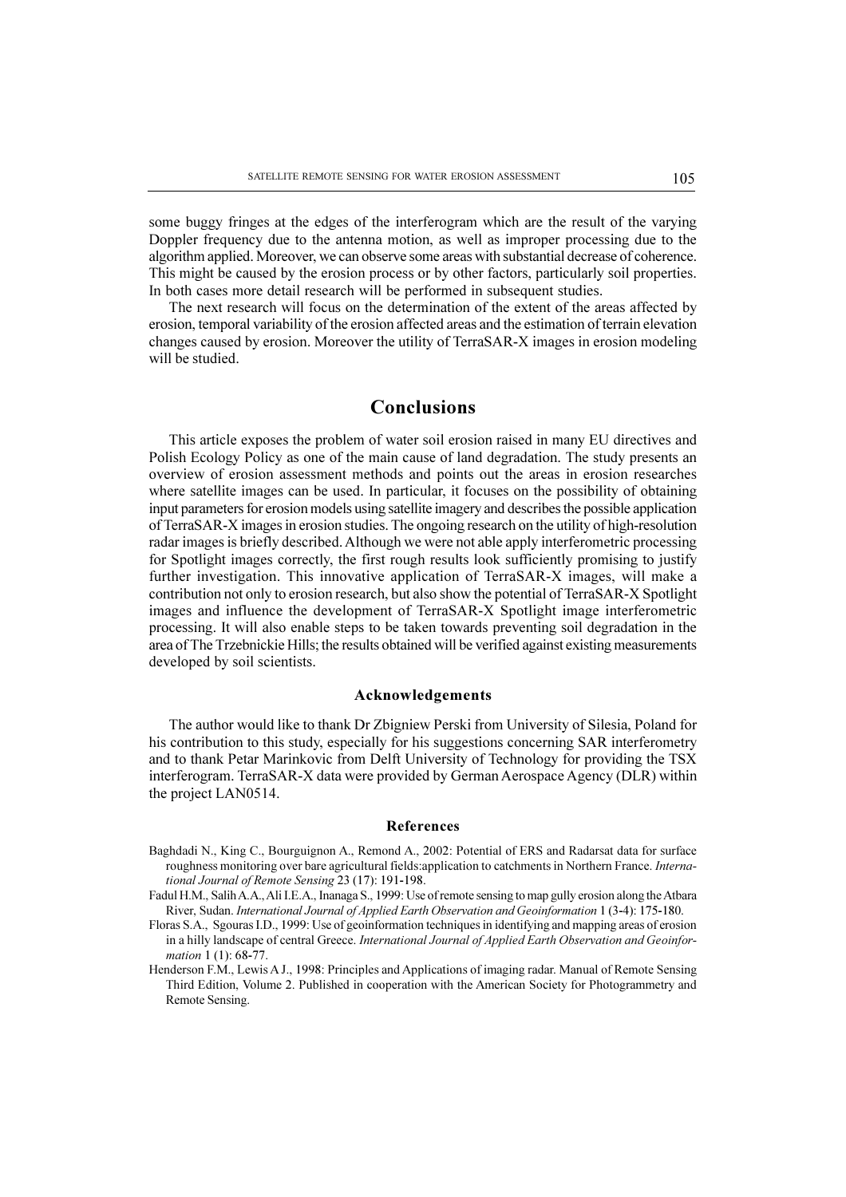some buggy fringes at the edges of the interferogram which are the result of the varying Doppler frequency due to the antenna motion, as well as improper processing due to the algorithm applied. Moreover, we can observe some areas with substantial decrease of coherence. This might be caused by the erosion process or by other factors, particularly soil properties. In both cases more detail research will be performed in subsequent studies.

The next research will focus on the determination of the extent of the areas affected by erosion, temporal variability of the erosion affected areas and the estimation of terrain elevation changes caused by erosion. Moreover the utility of TerraSAR-X images in erosion modeling will be studied.

## Conclusions

This article exposes the problem of water soil erosion raised in many EU directives and Polish Ecology Policy as one of the main cause of land degradation. The study presents an overview of erosion assessment methods and points out the areas in erosion researches where satellite images can be used. In particular, it focuses on the possibility of obtaining input parameters for erosion models using satellite imagery and describes the possible application of TerraSAR-X images in erosion studies. The ongoing research on the utility of high-resolution radar images is briefly described. Although we were not able apply interferometric processing for Spotlight images correctly, the first rough results look sufficiently promising to justify further investigation. This innovative application of TerraSAR-X images, will make a contribution not only to erosion research, but also show the potential of TerraSAR-X Spotlight images and influence the development of TerraSAR-X Spotlight image interferometric processing. It will also enable steps to be taken towards preventing soil degradation in the area of The Trzebnickie Hills; the results obtained will be verified against existing measurements developed by soil scientists.

### Acknowledgements

The author would like to thank Dr Zbigniew Perski from University of Silesia, Poland for his contribution to this study, especially for his suggestions concerning SAR interferometry and to thank Petar Marinkovic from Delft University of Technology for providing the TSX interferogram. TerraSAR-X data were provided by German Aerospace Agency (DLR) within the project LAN0514.

### References

Baghdadi N., King C., Bourguignon A., Remond A., 2002: Potential of ERS and Radarsat data for surface roughness monitoring over bare agricultural fields:application to catchments in Northern France. *International Journal of Remote Sensing* 23 (17): 191-198.

Fadul H.M., Salih A.A., Ali I.E.A., Inanaga S., 1999: Use of remote sensing to map gully erosion along the Atbara River, Sudan. *International Journal of Applied Earth Observation and Geoinformation* 1 (3-4): 175-180.

Floras S.A., Sgouras I.D., 1999: Use of geoinformation techniques in identifying and mapping areas of erosion in a hilly landscape of central Greece. *International Journal of Applied Earth Observation and Geoinformation* 1 (1): 68-77.

Henderson F.M., Lewis A J., 1998: Principles and Applications of imaging radar. Manual of Remote Sensing Third Edition, Volume 2. Published in cooperation with the American Society for Photogrammetry and Remote Sensing.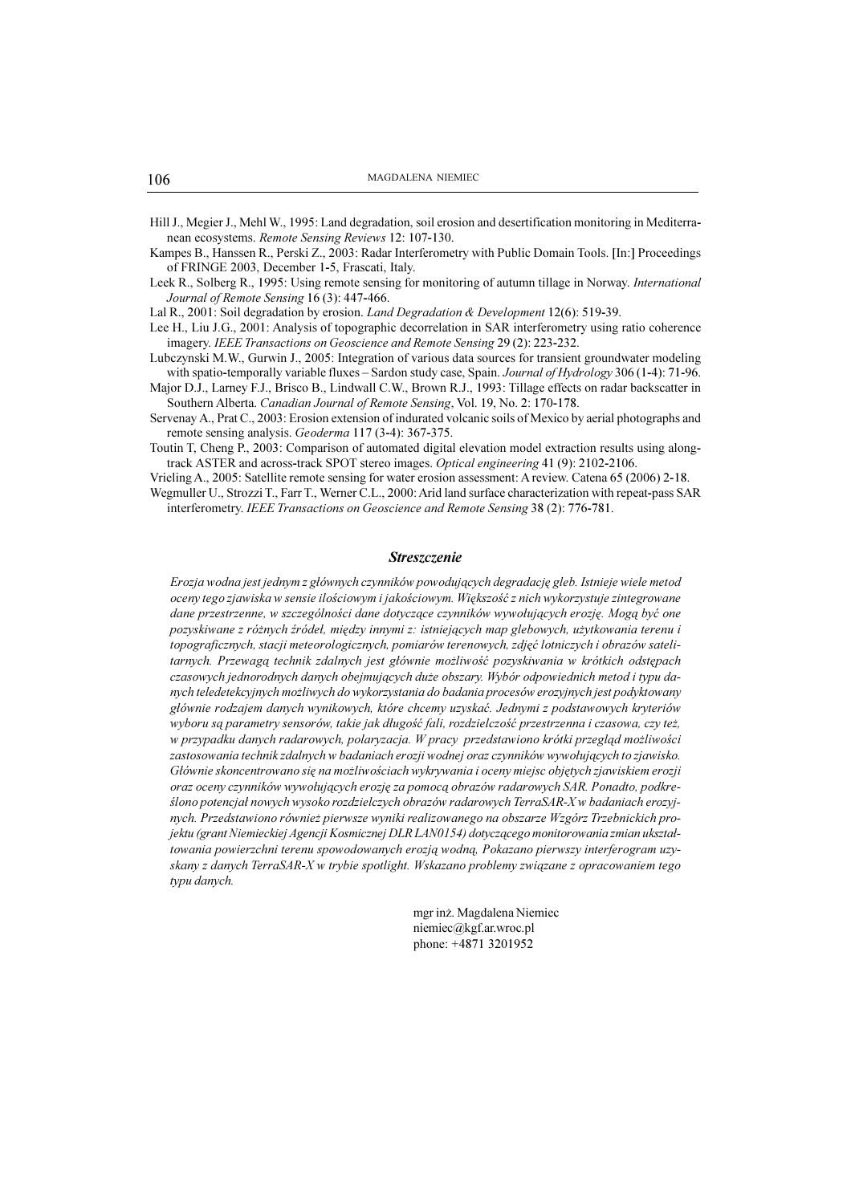Hill J., Megier J., Mehl W., 1995: Land degradation, soil erosion and desertification monitoring in Mediterranean ecosystems. *Remote Sensing Reviews* 12: 107-130.

Kampes B., Hanssen R., Perski Z., 2003: Radar Interferometry with Public Domain Tools. [In:] Proceedings of FRINGE 2003, December 1-5, Frascati, Italy.

Leek R., Solberg R., 1995: Using remote sensing for monitoring of autumn tillage in Norway. *International Journal of Remote Sensing* 16 (3): 447-466.

Lal R., 2001: Soil degradation by erosion. *Land Degradation & Development* 12(6): 519-39.

Lee H., Liu J.G., 2001: Analysis of topographic decorrelation in SAR interferometry using ratio coherence imagery. *IEEE Transactions on Geoscience and Remote Sensing* 29 (2): 223-232.

Lubczynski M.W., Gurwin J., 2005: Integration of various data sources for transient groundwater modeling with spatio-temporally variable fluxes – Sardon study case, Spain. *Journal of Hydrology* 306 (1-4): 71-96.

Major D.J., Larney F.J., Brisco B., Lindwall C.W., Brown R.J., 1993: Tillage effects on radar backscatter in Southern Alberta. *Canadian Journal of Remote Sensing*, Vol. 19, No. 2: 170-178.

Servenay A., Prat C., 2003: Erosion extension of indurated volcanic soils of Mexico by aerial photographs and remote sensing analysis. *Geoderma* 117 (3-4): 367-375.

Toutin T, Cheng P., 2003: Comparison of automated digital elevation model extraction results using along-track ASTER and across-track SPOT stereo images. *Optical engineering* 41 (9): 2102-2106.

Vrieling A., 2005: Satellite remote sensing for water erosion assessment: A review. Catena 65 (2006) 2-18.

Wegmuller U., Strozzi T., Farr T., Werner C.L., 2000: Arid land surface characterization with repeat-pass SAR interferometry. *IEEE Transactions on Geoscience and Remote Sensing* 38 (2): 776-781.

## *Streszczenie*

*Erozja wodna jest jednym z głównych czynników powodujących degradację gleb. Istnieje wiele metod oceny tego zjawiska w sensie ilościowym i jakościowym. Większość z nich wykorzystuje zintegrowane dane przestrzenne, w szczególności dane dotyczące czynników wywołujących erozję. Mogą być one pozyskiwane z różnych źródeł, między innymi z: istniejących map glebowych, użytkowania terenu i topograficznych, stacji meteorologicznych, pomiarów terenowych, zdjęć lotniczych i obrazów satelitarnych. Przewagą technik zdalnych jest głównie możliwość pozyskiwania w krótkich odstępach czasowych jednorodnych danych obejmujących duże obszary. Wybór odpowiednich metod i typu danych teledetekcyjnych możliwych do wykorzystania do badania procesów erozyjnych jest podyktowany głównie rodzajem danych wynikowych, które chcemy uzyskać. Jednymi z podstawowych kryteriów wyboru są parametry sensorów, takie jak długość fali, rozdzielczość przestrzenna i czasowa, czy też, w przypadku danych radarowych, polaryzacja. W pracy przedstawiono krótki przegląd możliwości zastosowania technik zdalnych w badaniach erozji wodnej oraz czynników wywołujących to zjawisko. Głównie skoncentrowano się na możliwościach wykrywania i oceny miejsc objętych zjawiskiem erozji oraz oceny czynników wywołujących erozję za pomocą obrazów radarowych SAR. Ponadto, podkreślono potencjał nowych wysoko rozdzielczych obrazów radarowych TerraSAR-X w badaniach erozyjnych. Przedstawiono również pierwsze wyniki realizowanego na obszarze Wzgórz Trzebnickich projektu (grant Niemieckiej Agencji Kosmicznej DLR LAN0154) dotyczącego monitorowania zmian ukształtowania powierzchni terenu spowodowanych erozją wodną, Pokazano pierwszy interferogram uzyskany z danych TerraSAR-X w trybie spotlight. Wskazano problemy związane z opracowaniem tego typu danych.*

mgr inż. Magdalena Niemiec
niemiec@kgf.ar.wroc.pl
phone: +4871 3201952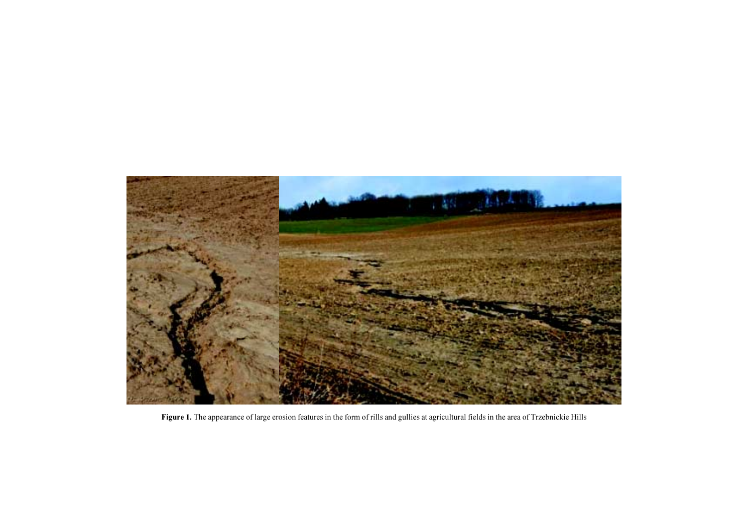**Figure 1.** The appearance of large erosion features in the form of rills and gullies at agricultural fields in the area of Trzebnickie Hills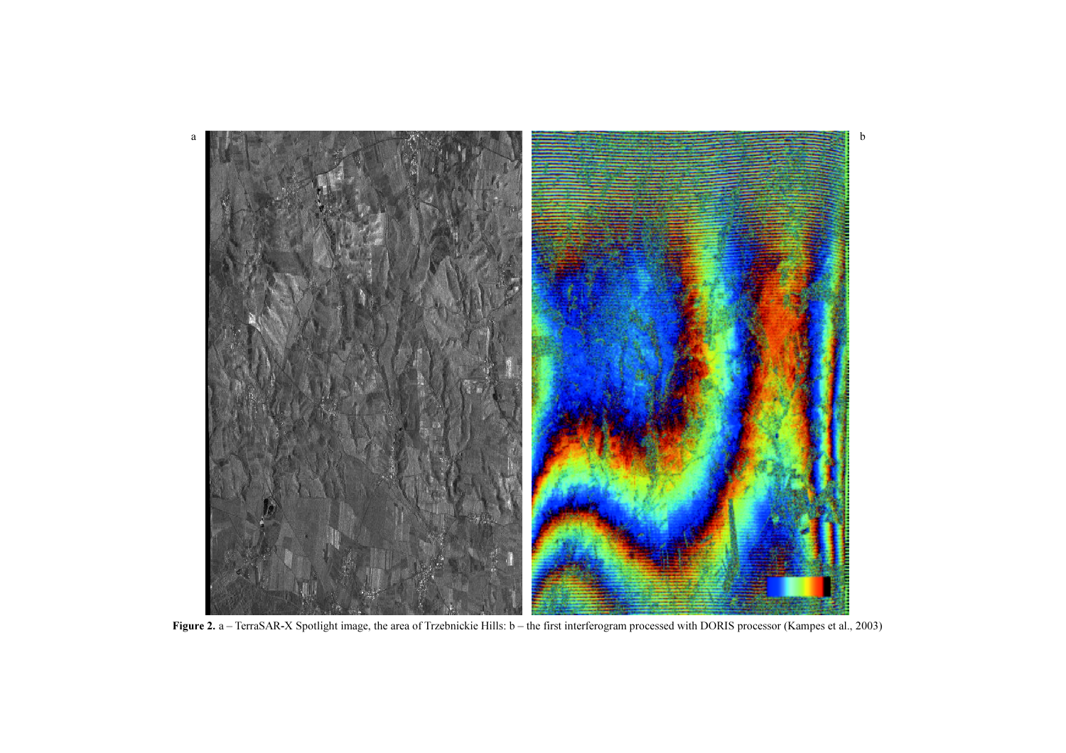a

b

**Figure 2.** a – TerraSAR-X Spotlight image, the area of Trzebnickie Hills: b – the first interferogram processed with DORIS processor (Kampes et al., 2003)